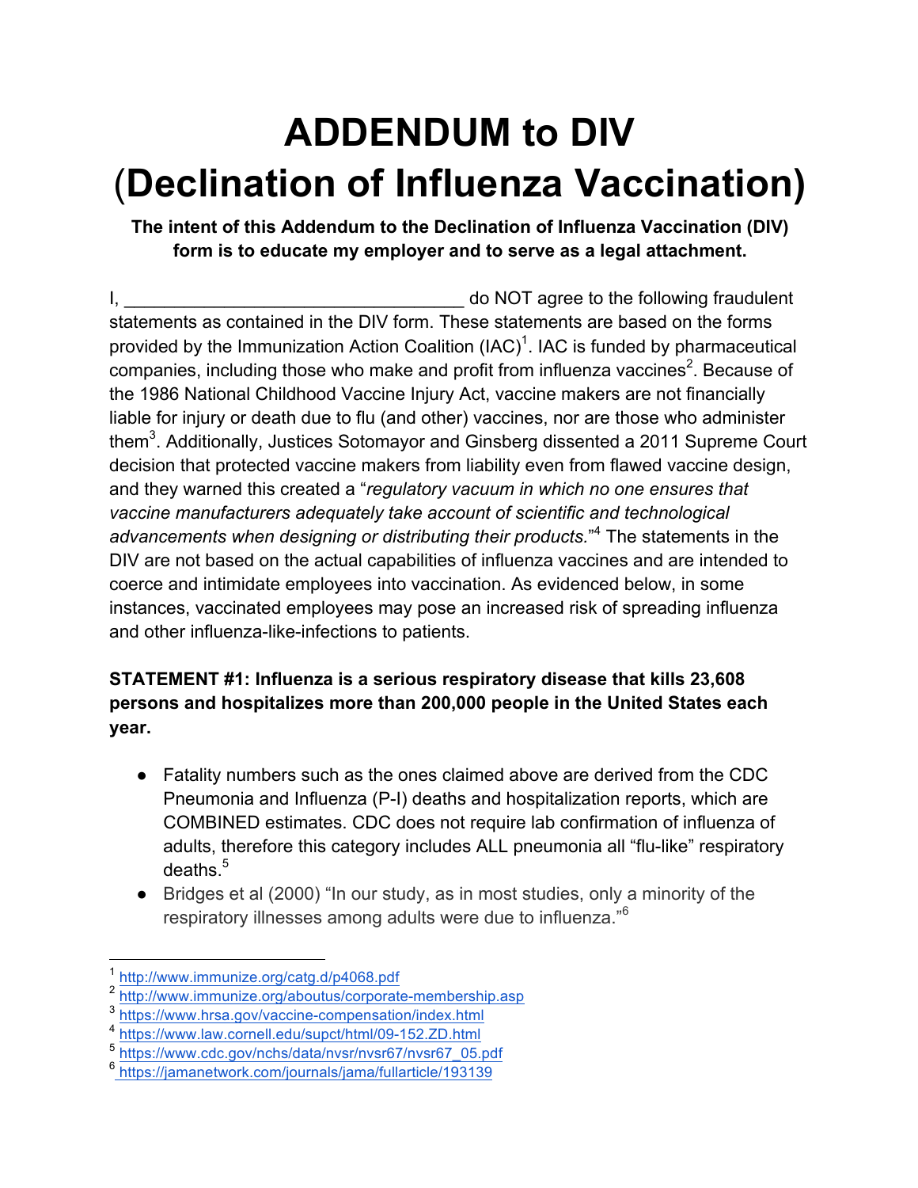# ADDENDUM to DIV (Declination of Influenza Vaccination)

**The intent of this Addendum to the Declination of Influenza Vaccination (DIV) form is to educate my employer and to serve as a legal attachment.**

I, ________________________________ do NOT agree to the following fraudulent statements as contained in the DIV form. These statements are based on the forms provided by the Immunization Action Coalition (IAC)[1]. IAC is funded by pharmaceutical companies, including those who make and profit from influenza vaccines[2]. Because of the 1986 National Childhood Vaccine Injury Act, vaccine makers are not financially liable for injury or death due to flu (and other) vaccines, nor are those who administer them[3]. Additionally, Justices Sotomayor and Ginsberg dissented a 2011 Supreme Court decision that protected vaccine makers from liability even from flawed vaccine design, and they warned this created a "*regulatory vacuum in which no one ensures that vaccine manufacturers adequately take account of scientific and technological advancements when designing or distributing their products.*"[4] The statements in the DIV are not based on the actual capabilities of influenza vaccines and are intended to coerce and intimidate employees into vaccination. As evidenced below, in some instances, vaccinated employees may pose an increased risk of spreading influenza and other influenza-like-infections to patients.

**STATEMENT #1: Influenza is a serious respiratory disease that kills 23,608 persons and hospitalizes more than 200,000 people in the United States each year.**

- Fatality numbers such as the ones claimed above are derived from the CDC Pneumonia and Influenza (P-I) deaths and hospitalization reports, which are COMBINED estimates. CDC does not require lab confirmation of influenza of adults, therefore this category includes ALL pneumonia all "flu-like" respiratory deaths.[5]
- Bridges et al (2000) "In our study, as in most studies, only a minority of the respiratory illnesses among adults were due to influenza."[6]

---

[1] http://www.immunize.org/catg.d/p4068.pdf
[2] http://www.immunize.org/aboutus/corporate-membership.asp
[3] https://www.hrsa.gov/vaccine-compensation/index.html
[4] https://www.law.cornell.edu/supct/html/09-152.ZD.html
[5] https://www.cdc.gov/nchs/data/nvsr/nvsr67/nvsr67_05.pdf
[6] https://jamanetwork.com/journals/jama/fullarticle/193139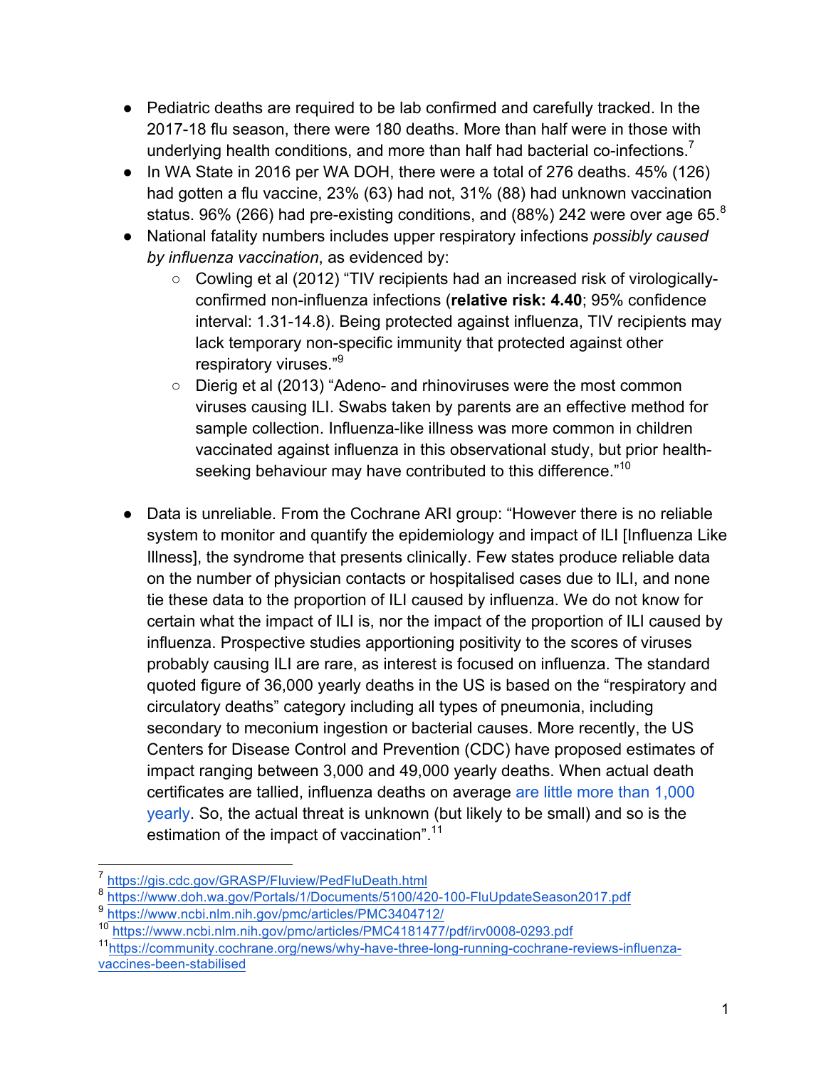- Pediatric deaths are required to be lab confirmed and carefully tracked. In the 2017-18 flu season, there were 180 deaths. More than half were in those with underlying health conditions, and more than half had bacterial co-infections.[7]
- In WA State in 2016 per WA DOH, there were a total of 276 deaths. 45% (126) had gotten a flu vaccine, 23% (63) had not, 31% (88) had unknown vaccination status. 96% (266) had pre-existing conditions, and (88%) 242 were over age 65.[8]
- National fatality numbers includes upper respiratory infections *possibly caused by influenza vaccination*, as evidenced by:
  - Cowling et al (2012) "TIV recipients had an increased risk of virologically-confirmed non-influenza infections (**relative risk: 4.40**; 95% confidence interval: 1.31-14.8). Being protected against influenza, TIV recipients may lack temporary non-specific immunity that protected against other respiratory viruses."[9]
  - Dierig et al (2013) "Adeno- and rhinoviruses were the most common viruses causing ILI. Swabs taken by parents are an effective method for sample collection. Influenza-like illness was more common in children vaccinated against influenza in this observational study, but prior health-seeking behaviour may have contributed to this difference."[10]

- Data is unreliable. From the Cochrane ARI group: "However there is no reliable system to monitor and quantify the epidemiology and impact of ILI [Influenza Like Illness], the syndrome that presents clinically. Few states produce reliable data on the number of physician contacts or hospitalised cases due to ILI, and none tie these data to the proportion of ILI caused by influenza. We do not know for certain what the impact of ILI is, nor the impact of the proportion of ILI caused by influenza. Prospective studies apportioning positivity to the scores of viruses probably causing ILI are rare, as interest is focused on influenza. The standard quoted figure of 36,000 yearly deaths in the US is based on the "respiratory and circulatory deaths" category including all types of pneumonia, including secondary to meconium ingestion or bacterial causes. More recently, the US Centers for Disease Control and Prevention (CDC) have proposed estimates of impact ranging between 3,000 and 49,000 yearly deaths. When actual death certificates are tallied, influenza deaths on average are little more than 1,000 yearly. So, the actual threat is unknown (but likely to be small) and so is the estimation of the impact of vaccination".[11]

---

[7] https://gis.cdc.gov/GRASP/Fluview/PedFluDeath.html

[8] https://www.doh.wa.gov/Portals/1/Documents/5100/420-100-FluUpdateSeason2017.pdf

[9] https://www.ncbi.nlm.nih.gov/pmc/articles/PMC3404712/

[10] https://www.ncbi.nlm.nih.gov/pmc/articles/PMC4181477/pdf/irv0008-0293.pdf

[11] https://community.cochrane.org/news/why-have-three-long-running-cochrane-reviews-influenza-vaccines-been-stabilised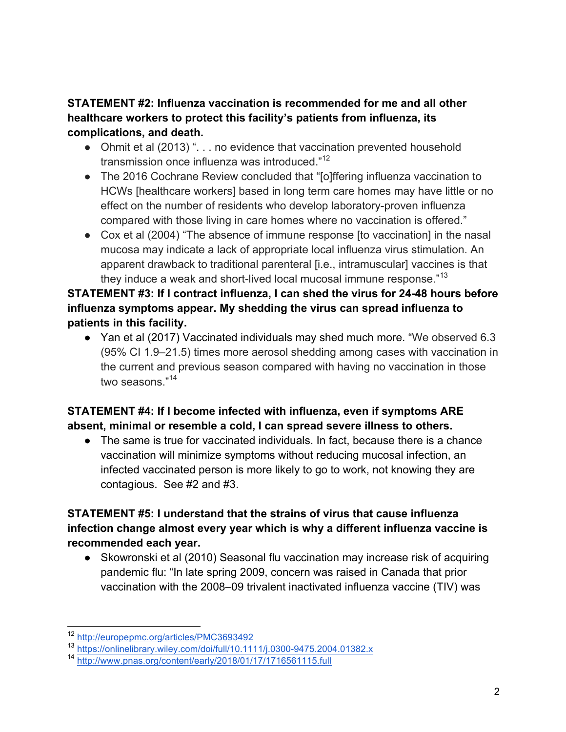**STATEMENT #2: Influenza vaccination is recommended for me and all other healthcare workers to protect this facility's patients from influenza, its complications, and death.**

- Ohmit et al (2013) ". . . no evidence that vaccination prevented household transmission once influenza was introduced."[12]
- The 2016 Cochrane Review concluded that "[o]ffering influenza vaccination to HCWs [healthcare workers] based in long term care homes may have little or no effect on the number of residents who develop laboratory-proven influenza compared with those living in care homes where no vaccination is offered."
- Cox et al (2004) "The absence of immune response [to vaccination] in the nasal mucosa may indicate a lack of appropriate local influenza virus stimulation. An apparent drawback to traditional parenteral [i.e., intramuscular] vaccines is that they induce a weak and short-lived local mucosal immune response."[13]

**STATEMENT #3: If I contract influenza, I can shed the virus for 24-48 hours before influenza symptoms appear. My shedding the virus can spread influenza to patients in this facility.**

- Yan et al (2017) Vaccinated individuals may shed much more. "We observed 6.3 (95% CI 1.9–21.5) times more aerosol shedding among cases with vaccination in the current and previous season compared with having no vaccination in those two seasons."[14]

**STATEMENT #4: If I become infected with influenza, even if symptoms ARE absent, minimal or resemble a cold, I can spread severe illness to others.**

- The same is true for vaccinated individuals. In fact, because there is a chance vaccination will minimize symptoms without reducing mucosal infection, an infected vaccinated person is more likely to go to work, not knowing they are contagious. See #2 and #3.

**STATEMENT #5: I understand that the strains of virus that cause influenza infection change almost every year which is why a different influenza vaccine is recommended each year.**

- Skowronski et al (2010) Seasonal flu vaccination may increase risk of acquiring pandemic flu: "In late spring 2009, concern was raised in Canada that prior vaccination with the 2008–09 trivalent inactivated influenza vaccine (TIV) was

---

[12] http://europepmc.org/articles/PMC3693492

[13] https://onlinelibrary.wiley.com/doi/full/10.1111/j.0300-9475.2004.01382.x

[14] http://www.pnas.org/content/early/2018/01/17/1716561115.full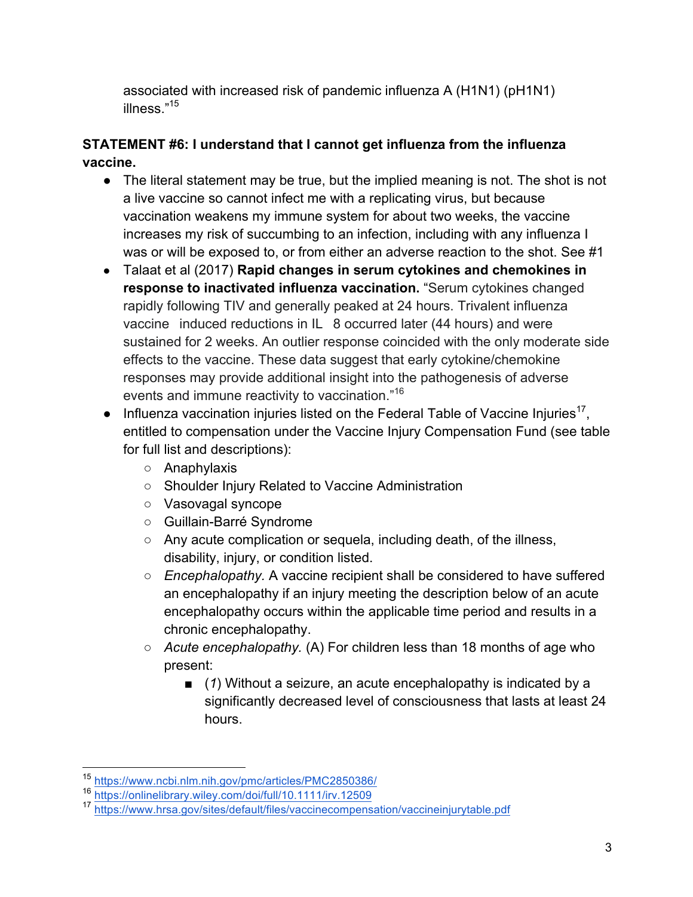associated with increased risk of pandemic influenza A (H1N1) (pH1N1) illness."[15]

**STATEMENT #6: I understand that I cannot get influenza from the influenza vaccine.**

- The literal statement may be true, but the implied meaning is not. The shot is not a live vaccine so cannot infect me with a replicating virus, but because vaccination weakens my immune system for about two weeks, the vaccine increases my risk of succumbing to an infection, including with any influenza I was or will be exposed to, or from either an adverse reaction to the shot. See #1
- Talaat et al (2017) **Rapid changes in serum cytokines and chemokines in response to inactivated influenza vaccination.** "Serum cytokines changed rapidly following TIV and generally peaked at 24 hours. Trivalent influenza vaccine induced reductions in IL 8 occurred later (44 hours) and were sustained for 2 weeks. An outlier response coincided with the only moderate side effects to the vaccine. These data suggest that early cytokine/chemokine responses may provide additional insight into the pathogenesis of adverse events and immune reactivity to vaccination."[16]
- Influenza vaccination injuries listed on the Federal Table of Vaccine Injuries[17], entitled to compensation under the Vaccine Injury Compensation Fund (see table for full list and descriptions):
  - Anaphylaxis
  - Shoulder Injury Related to Vaccine Administration
  - Vasovagal syncope
  - Guillain-Barré Syndrome
  - Any acute complication or sequela, including death, of the illness, disability, injury, or condition listed.
  - *Encephalopathy.* A vaccine recipient shall be considered to have suffered an encephalopathy if an injury meeting the description below of an acute encephalopathy occurs within the applicable time period and results in a chronic encephalopathy.
  - *Acute encephalopathy.* (A) For children less than 18 months of age who present:
    - (*1*) Without a seizure, an acute encephalopathy is indicated by a significantly decreased level of consciousness that lasts at least 24 hours.

---

[15] https://www.ncbi.nlm.nih.gov/pmc/articles/PMC2850386/

[16] https://onlinelibrary.wiley.com/doi/full/10.1111/irv.12509

[17] https://www.hrsa.gov/sites/default/files/vaccinecompensation/vaccineinjurytable.pdf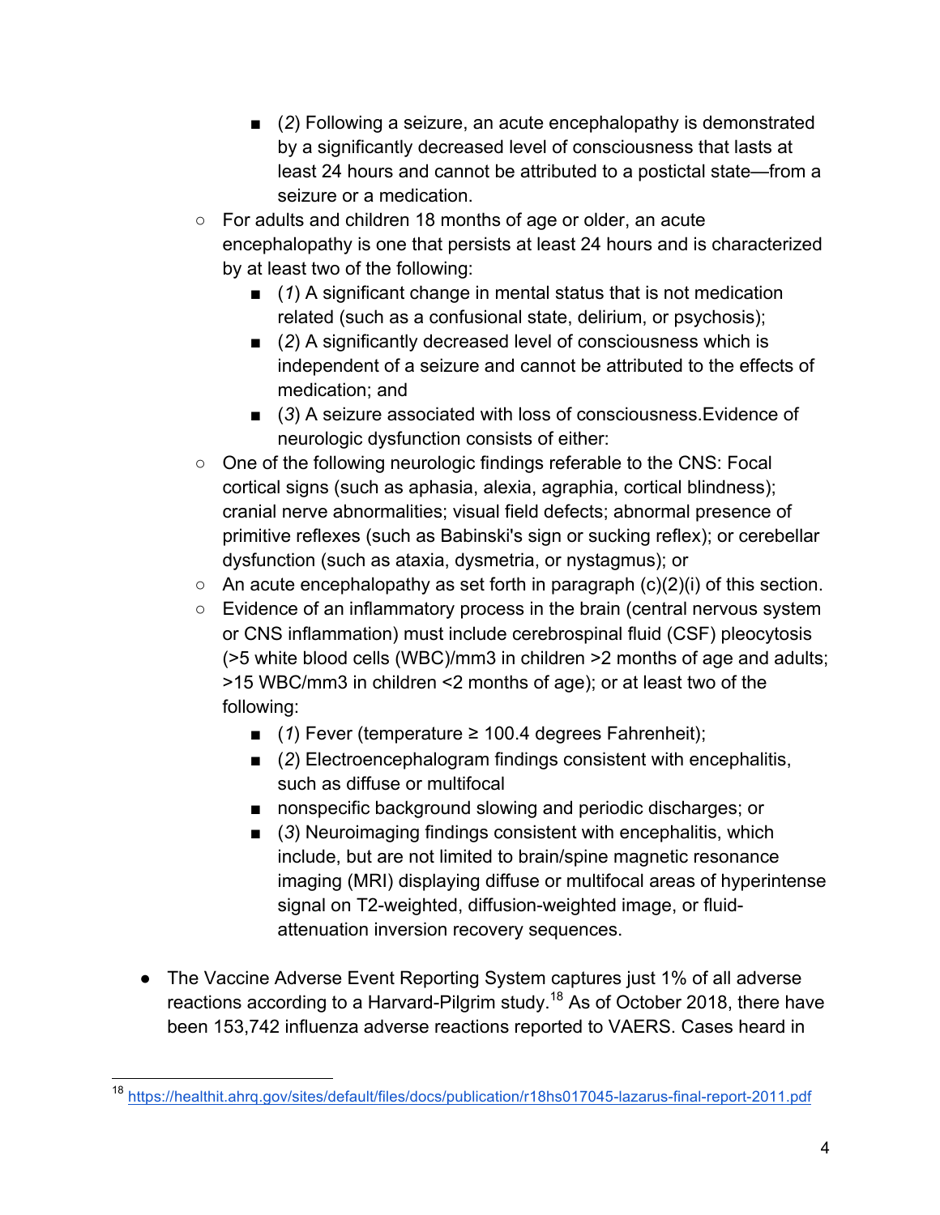- (*2*) Following a seizure, an acute encephalopathy is demonstrated by a significantly decreased level of consciousness that lasts at least 24 hours and cannot be attributed to a postictal state—from a seizure or a medication.
    - For adults and children 18 months of age or older, an acute encephalopathy is one that persists at least 24 hours and is characterized by at least two of the following:
        - (*1*) A significant change in mental status that is not medication related (such as a confusional state, delirium, or psychosis);
        - (*2*) A significantly decreased level of consciousness which is independent of a seizure and cannot be attributed to the effects of medication; and
        - (*3*) A seizure associated with loss of consciousness.Evidence of neurologic dysfunction consists of either:
    - One of the following neurologic findings referable to the CNS: Focal cortical signs (such as aphasia, alexia, agraphia, cortical blindness); cranial nerve abnormalities; visual field defects; abnormal presence of primitive reflexes (such as Babinski's sign or sucking reflex); or cerebellar dysfunction (such as ataxia, dysmetria, or nystagmus); or
    - An acute encephalopathy as set forth in paragraph (c)(2)(i) of this section.
    - Evidence of an inflammatory process in the brain (central nervous system or CNS inflammation) must include cerebrospinal fluid (CSF) pleocytosis (>5 white blood cells (WBC)/mm3 in children >2 months of age and adults; >15 WBC/mm3 in children <2 months of age); or at least two of the following:
        - (*1*) Fever (temperature ≥ 100.4 degrees Fahrenheit);
        - (*2*) Electroencephalogram findings consistent with encephalitis, such as diffuse or multifocal
        - nonspecific background slowing and periodic discharges; or
        - (*3*) Neuroimaging findings consistent with encephalitis, which include, but are not limited to brain/spine magnetic resonance imaging (MRI) displaying diffuse or multifocal areas of hyperintense signal on T2-weighted, diffusion-weighted image, or fluid-attenuation inversion recovery sequences.

- The Vaccine Adverse Event Reporting System captures just 1% of all adverse reactions according to a Harvard-Pilgrim study.[18] As of October 2018, there have been 153,742 influenza adverse reactions reported to VAERS. Cases heard in

[18] https://healthit.ahrq.gov/sites/default/files/docs/publication/r18hs017045-lazarus-final-report-2011.pdf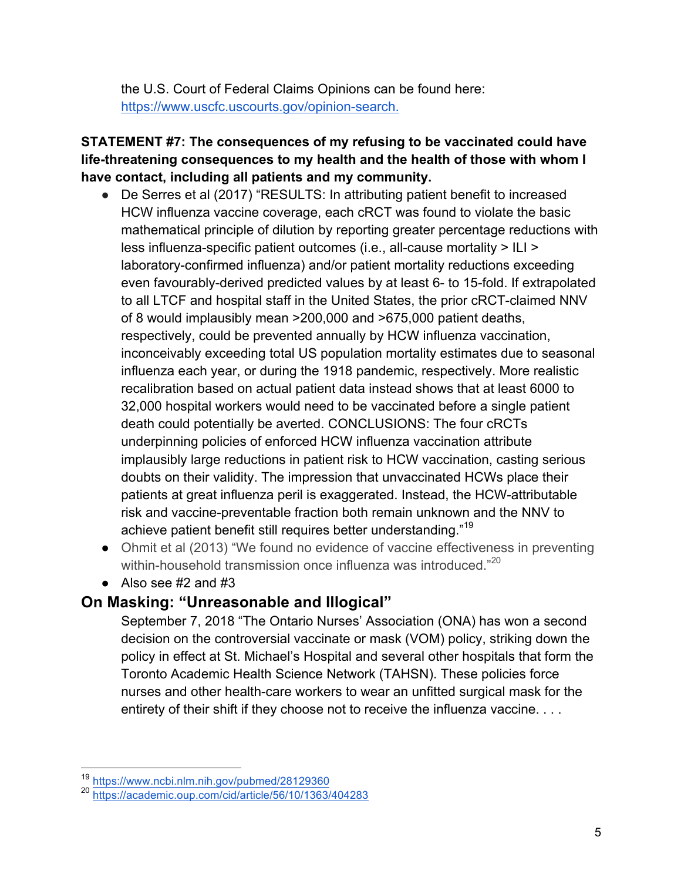the U.S. Court of Federal Claims Opinions can be found here: https://www.uscfc.uscourts.gov/opinion-search.

**STATEMENT #7: The consequences of my refusing to be vaccinated could have life-threatening consequences to my health and the health of those with whom I have contact, including all patients and my community.**

- De Serres et al (2017) "RESULTS: In attributing patient benefit to increased HCW influenza vaccine coverage, each cRCT was found to violate the basic mathematical principle of dilution by reporting greater percentage reductions with less influenza-specific patient outcomes (i.e., all-cause mortality > ILI > laboratory-confirmed influenza) and/or patient mortality reductions exceeding even favourably-derived predicted values by at least 6- to 15-fold. If extrapolated to all LTCF and hospital staff in the United States, the prior cRCT-claimed NNV of 8 would implausibly mean >200,000 and >675,000 patient deaths, respectively, could be prevented annually by HCW influenza vaccination, inconceivably exceeding total US population mortality estimates due to seasonal influenza each year, or during the 1918 pandemic, respectively. More realistic recalibration based on actual patient data instead shows that at least 6000 to 32,000 hospital workers would need to be vaccinated before a single patient death could potentially be averted. CONCLUSIONS: The four cRCTs underpinning policies of enforced HCW influenza vaccination attribute implausibly large reductions in patient risk to HCW vaccination, casting serious doubts on their validity. The impression that unvaccinated HCWs place their patients at great influenza peril is exaggerated. Instead, the HCW-attributable risk and vaccine-preventable fraction both remain unknown and the NNV to achieve patient benefit still requires better understanding."[19]
- Ohmit et al (2013) "We found no evidence of vaccine effectiveness in preventing within-household transmission once influenza was introduced."[20]
- Also see #2 and #3

## On Masking: "Unreasonable and Illogical"

September 7, 2018 "The Ontario Nurses' Association (ONA) has won a second decision on the controversial vaccinate or mask (VOM) policy, striking down the policy in effect at St. Michael's Hospital and several other hospitals that form the Toronto Academic Health Science Network (TAHSN). These policies force nurses and other health-care workers to wear an unfitted surgical mask for the entirety of their shift if they choose not to receive the influenza vaccine. . . .

---

[19] https://www.ncbi.nlm.nih.gov/pubmed/28129360

[20] https://academic.oup.com/cid/article/56/10/1363/404283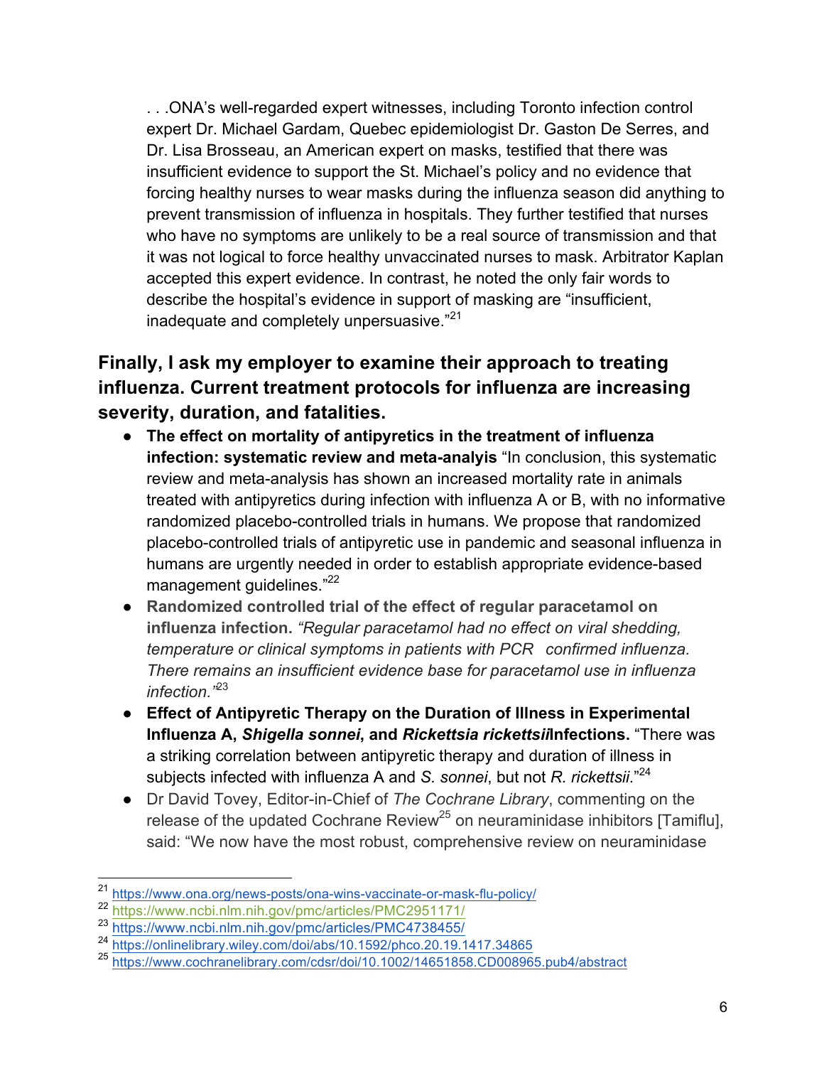. . .ONA's well-regarded expert witnesses, including Toronto infection control expert Dr. Michael Gardam, Quebec epidemiologist Dr. Gaston De Serres, and Dr. Lisa Brosseau, an American expert on masks, testified that there was insufficient evidence to support the St. Michael's policy and no evidence that forcing healthy nurses to wear masks during the influenza season did anything to prevent transmission of influenza in hospitals. They further testified that nurses who have no symptoms are unlikely to be a real source of transmission and that it was not logical to force healthy unvaccinated nurses to mask. Arbitrator Kaplan accepted this expert evidence. In contrast, he noted the only fair words to describe the hospital's evidence in support of masking are "insufficient, inadequate and completely unpersuasive."[21]

## Finally, I ask my employer to examine their approach to treating influenza. Current treatment protocols for influenza are increasing severity, duration, and fatalities.

- **The effect on mortality of antipyretics in the treatment of influenza infection: systematic review and meta-analyis** "In conclusion, this systematic review and meta-analysis has shown an increased mortality rate in animals treated with antipyretics during infection with influenza A or B, with no informative randomized placebo-controlled trials in humans. We propose that randomized placebo-controlled trials of antipyretic use in pandemic and seasonal influenza in humans are urgently needed in order to establish appropriate evidence-based management guidelines."[22]
- **Randomized controlled trial of the effect of regular paracetamol on influenza infection.** *"Regular paracetamol had no effect on viral shedding, temperature or clinical symptoms in patients with PCR confirmed influenza. There remains an insufficient evidence base for paracetamol use in influenza infection."*[23]
- **Effect of Antipyretic Therapy on the Duration of Illness in Experimental Influenza A, *Shigella sonnei*, and *Rickettsia rickettsii*Infections.** "There was a striking correlation between antipyretic therapy and duration of illness in subjects infected with influenza A and *S. sonnei*, but not *R. rickettsii*."[24]
- Dr David Tovey, Editor-in-Chief of *The Cochrane Library*, commenting on the release of the updated Cochrane Review[25] on neuraminidase inhibitors [Tamiflu], said: "We now have the most robust, comprehensive review on neuraminidase

---

[21] https://www.ona.org/news-posts/ona-wins-vaccinate-or-mask-flu-policy/
[22] https://www.ncbi.nlm.nih.gov/pmc/articles/PMC2951171/
[23] https://www.ncbi.nlm.nih.gov/pmc/articles/PMC4738455/
[24] https://onlinelibrary.wiley.com/doi/abs/10.1592/phco.20.19.1417.34865
[25] https://www.cochranelibrary.com/cdsr/doi/10.1002/14651858.CD008965.pub4/abstract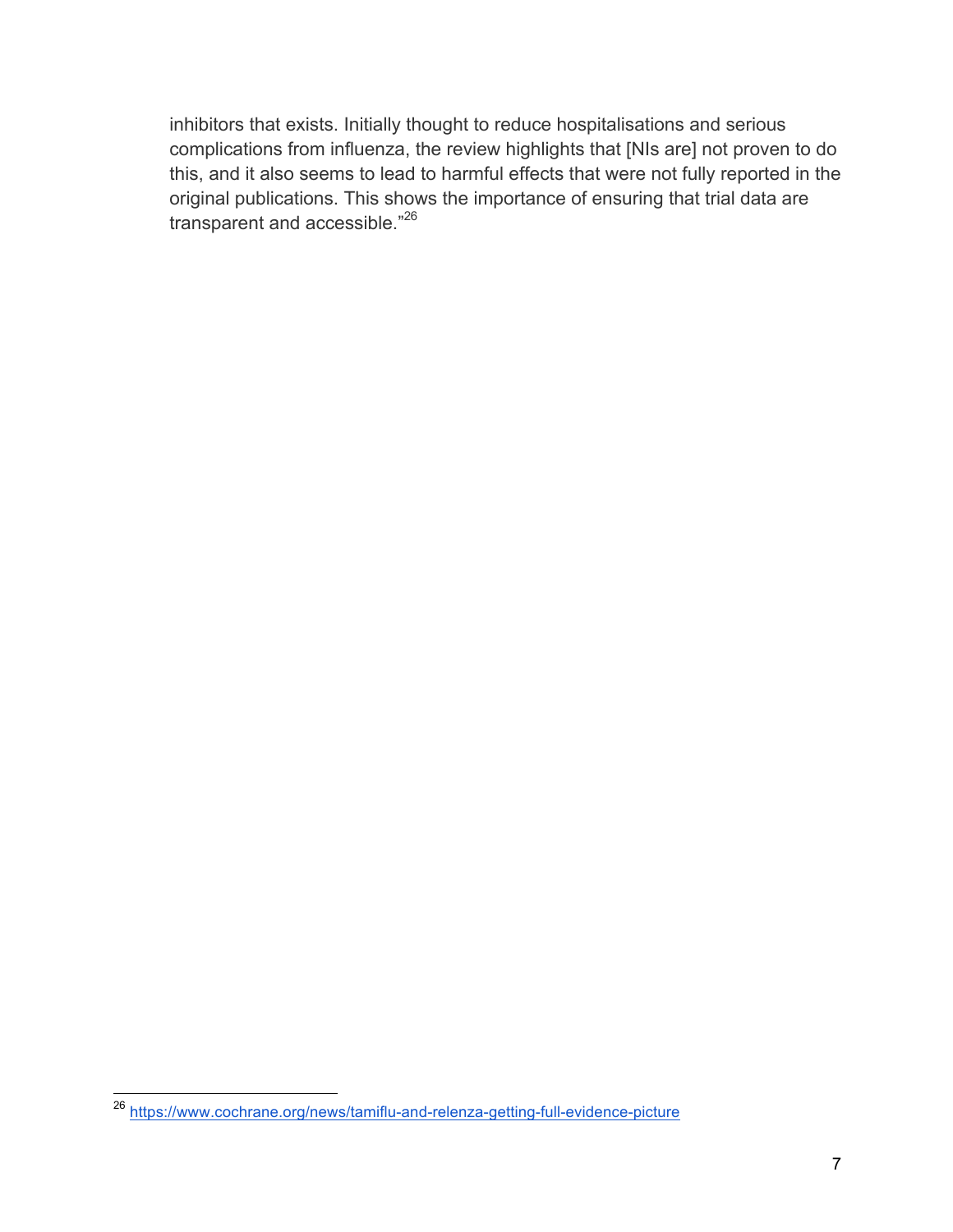inhibitors that exists. Initially thought to reduce hospitalisations and serious complications from influenza, the review highlights that [NIs are] not proven to do this, and it also seems to lead to harmful effects that were not fully reported in the original publications. This shows the importance of ensuring that trial data are transparent and accessible."[26]

[26] https://www.cochrane.org/news/tamiflu-and-relenza-getting-full-evidence-picture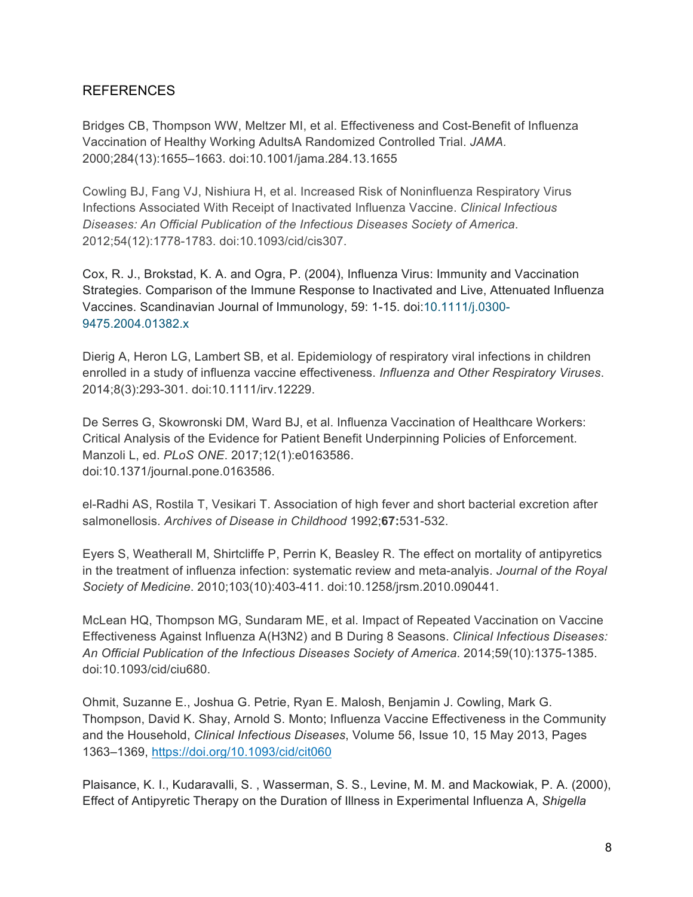## REFERENCES

Bridges CB, Thompson WW, Meltzer MI, et al. Effectiveness and Cost-Benefit of Influenza Vaccination of Healthy Working AdultsA Randomized Controlled Trial. *JAMA.* 2000;284(13):1655–1663. doi:10.1001/jama.284.13.1655

Cowling BJ, Fang VJ, Nishiura H, et al. Increased Risk of Noninfluenza Respiratory Virus Infections Associated With Receipt of Inactivated Influenza Vaccine. *Clinical Infectious Diseases: An Official Publication of the Infectious Diseases Society of America*. 2012;54(12):1778-1783. doi:10.1093/cid/cis307.

Cox, R. J., Brokstad, K. A. and Ogra, P. (2004), Influenza Virus: Immunity and Vaccination Strategies. Comparison of the Immune Response to Inactivated and Live, Attenuated Influenza Vaccines. Scandinavian Journal of Immunology, 59: 1-15. doi:10.1111/j.0300-9475.2004.01382.x

Dierig A, Heron LG, Lambert SB, et al. Epidemiology of respiratory viral infections in children enrolled in a study of influenza vaccine effectiveness. *Influenza and Other Respiratory Viruses*. 2014;8(3):293-301. doi:10.1111/irv.12229.

De Serres G, Skowronski DM, Ward BJ, et al. Influenza Vaccination of Healthcare Workers: Critical Analysis of the Evidence for Patient Benefit Underpinning Policies of Enforcement. Manzoli L, ed. *PLoS ONE*. 2017;12(1):e0163586. doi:10.1371/journal.pone.0163586.

el-Radhi AS, Rostila T, Vesikari T. Association of high fever and short bacterial excretion after salmonellosis. *Archives of Disease in Childhood* 1992;**67:**531-532.

Eyers S, Weatherall M, Shirtcliffe P, Perrin K, Beasley R. The effect on mortality of antipyretics in the treatment of influenza infection: systematic review and meta-analyis. *Journal of the Royal Society of Medicine*. 2010;103(10):403-411. doi:10.1258/jrsm.2010.090441.

McLean HQ, Thompson MG, Sundaram ME, et al. Impact of Repeated Vaccination on Vaccine Effectiveness Against Influenza A(H3N2) and B During 8 Seasons. *Clinical Infectious Diseases: An Official Publication of the Infectious Diseases Society of America.* 2014;59(10):1375-1385. doi:10.1093/cid/ciu680.

Ohmit, Suzanne E., Joshua G. Petrie, Ryan E. Malosh, Benjamin J. Cowling, Mark G. Thompson, David K. Shay, Arnold S. Monto; Influenza Vaccine Effectiveness in the Community and the Household, *Clinical Infectious Diseases*, Volume 56, Issue 10, 15 May 2013, Pages 1363–1369, https://doi.org/10.1093/cid/cit060

Plaisance, K. I., Kudaravalli, S. , Wasserman, S. S., Levine, M. M. and Mackowiak, P. A. (2000), Effect of Antipyretic Therapy on the Duration of Illness in Experimental Influenza A, *Shigella*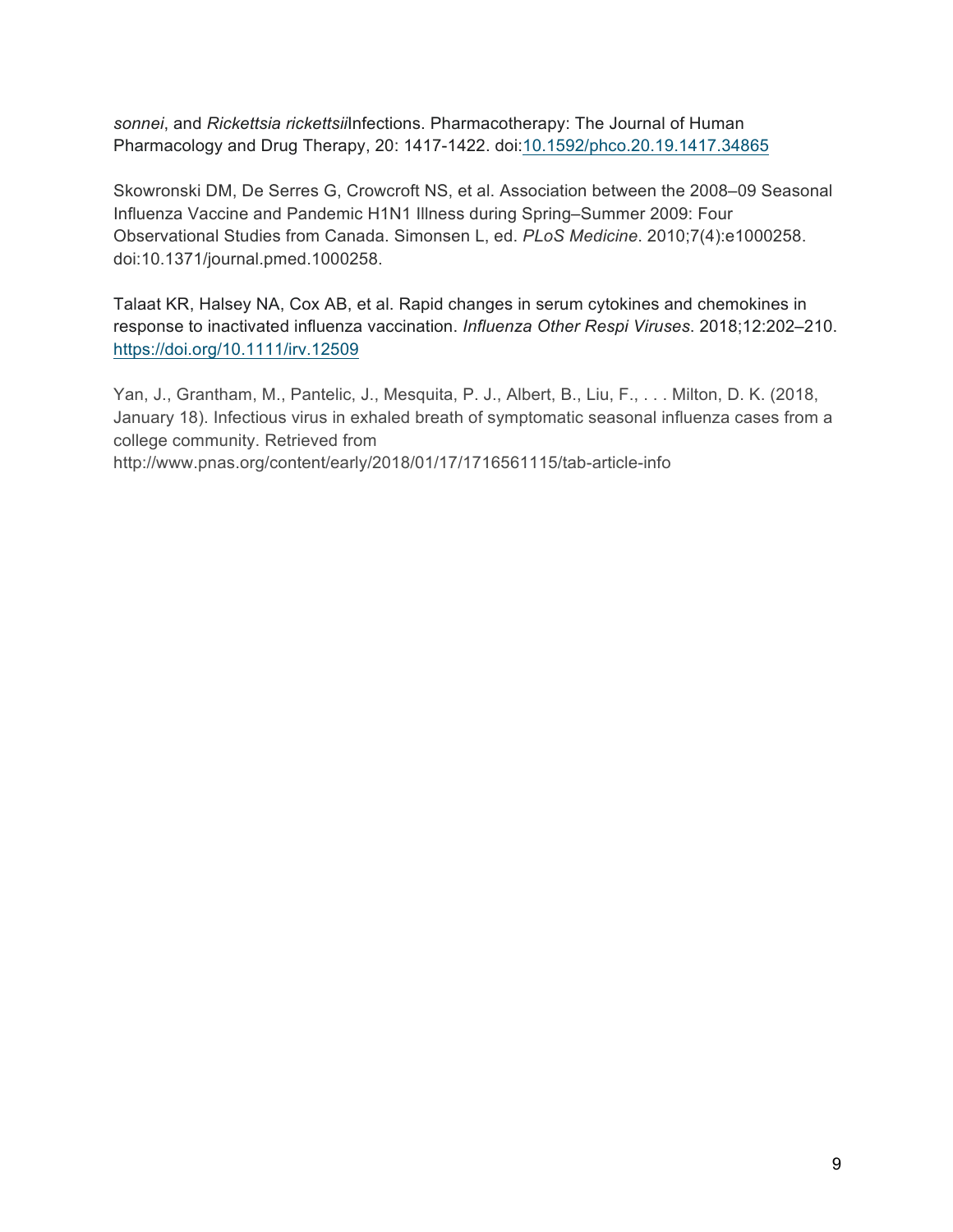*sonnei*, and *Rickettsia rickettsii*Infections. Pharmacotherapy: The Journal of Human Pharmacology and Drug Therapy, 20: 1417-1422. doi:10.1592/phco.20.19.1417.34865

Skowronski DM, De Serres G, Crowcroft NS, et al. Association between the 2008–09 Seasonal Influenza Vaccine and Pandemic H1N1 Illness during Spring–Summer 2009: Four Observational Studies from Canada. Simonsen L, ed. *PLoS Medicine*. 2010;7(4):e1000258. doi:10.1371/journal.pmed.1000258.

Talaat KR, Halsey NA, Cox AB, et al. Rapid changes in serum cytokines and chemokines in response to inactivated influenza vaccination. *Influenza Other Respi Viruses*. 2018;12:202–210. https://doi.org/10.1111/irv.12509

Yan, J., Grantham, M., Pantelic, J., Mesquita, P. J., Albert, B., Liu, F., . . . Milton, D. K. (2018, January 18). Infectious virus in exhaled breath of symptomatic seasonal influenza cases from a college community. Retrieved from http://www.pnas.org/content/early/2018/01/17/1716561115/tab-article-info